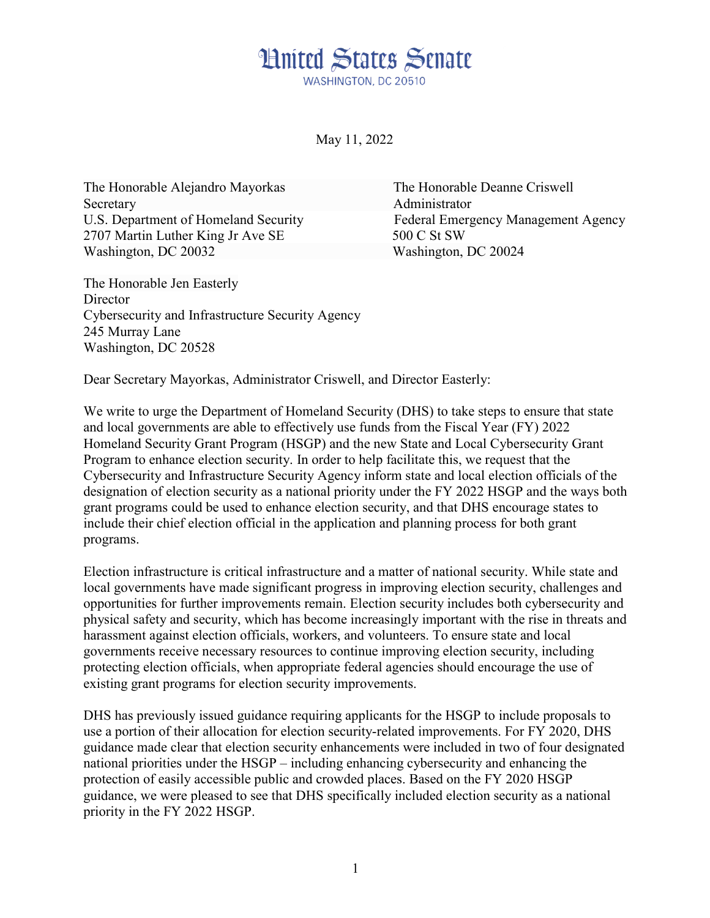# United States Senate

WASHINGTON, DC 20510

May 11, 2022

The Honorable Alejandro Mayorkas
Secretary
U.S. Department of Homeland Security
2707 Martin Luther King Jr Ave SE
Washington, DC 20032

The Honorable Deanne Criswell
Administrator
Federal Emergency Management Agency
500 C St SW
Washington, DC 20024

The Honorable Jen Easterly
Director
Cybersecurity and Infrastructure Security Agency
245 Murray Lane
Washington, DC 20528

Dear Secretary Mayorkas, Administrator Criswell, and Director Easterly:

We write to urge the Department of Homeland Security (DHS) to take steps to ensure that state and local governments are able to effectively use funds from the Fiscal Year (FY) 2022 Homeland Security Grant Program (HSGP) and the new State and Local Cybersecurity Grant Program to enhance election security. In order to help facilitate this, we request that the Cybersecurity and Infrastructure Security Agency inform state and local election officials of the designation of election security as a national priority under the FY 2022 HSGP and the ways both grant programs could be used to enhance election security, and that DHS encourage states to include their chief election official in the application and planning process for both grant programs.

Election infrastructure is critical infrastructure and a matter of national security. While state and local governments have made significant progress in improving election security, challenges and opportunities for further improvements remain. Election security includes both cybersecurity and physical safety and security, which has become increasingly important with the rise in threats and harassment against election officials, workers, and volunteers. To ensure state and local governments receive necessary resources to continue improving election security, including protecting election officials, when appropriate federal agencies should encourage the use of existing grant programs for election security improvements.

DHS has previously issued guidance requiring applicants for the HSGP to include proposals to use a portion of their allocation for election security-related improvements. For FY 2020, DHS guidance made clear that election security enhancements were included in two of four designated national priorities under the HSGP – including enhancing cybersecurity and enhancing the protection of easily accessible public and crowded places. Based on the FY 2020 HSGP guidance, we were pleased to see that DHS specifically included election security as a national priority in the FY 2022 HSGP.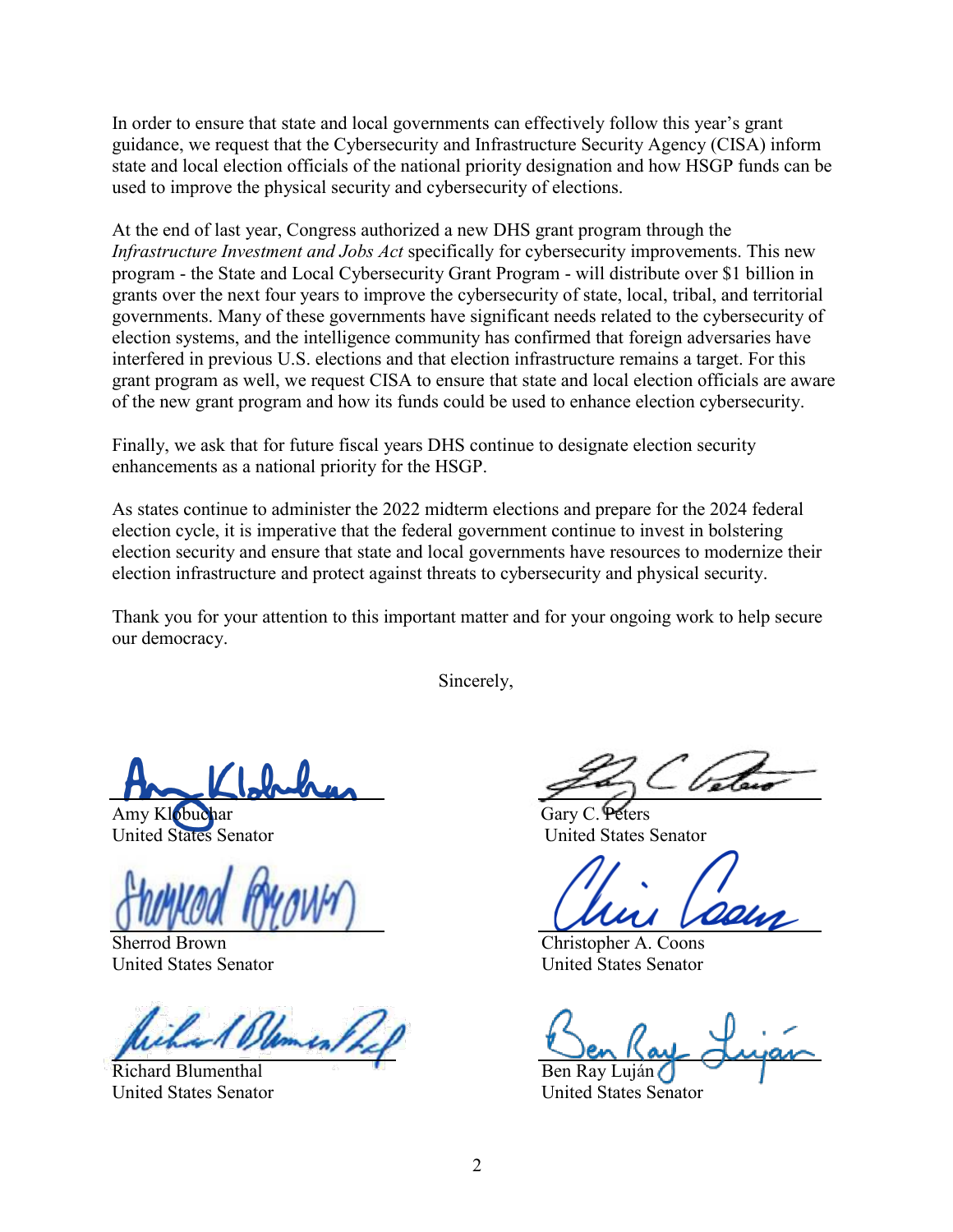In order to ensure that state and local governments can effectively follow this year's grant guidance, we request that the Cybersecurity and Infrastructure Security Agency (CISA) inform state and local election officials of the national priority designation and how HSGP funds can be used to improve the physical security and cybersecurity of elections.

At the end of last year, Congress authorized a new DHS grant program through the *Infrastructure Investment and Jobs Act* specifically for cybersecurity improvements. This new program - the State and Local Cybersecurity Grant Program - will distribute over $1 billion in grants over the next four years to improve the cybersecurity of state, local, tribal, and territorial governments. Many of these governments have significant needs related to the cybersecurity of election systems, and the intelligence community has confirmed that foreign adversaries have interfered in previous U.S. elections and that election infrastructure remains a target. For this grant program as well, we request CISA to ensure that state and local election officials are aware of the new grant program and how its funds could be used to enhance election cybersecurity.

Finally, we ask that for future fiscal years DHS continue to designate election security enhancements as a national priority for the HSGP.

As states continue to administer the 2022 midterm elections and prepare for the 2024 federal election cycle, it is imperative that the federal government continue to invest in bolstering election security and ensure that state and local governments have resources to modernize their election infrastructure and protect against threats to cybersecurity and physical security.

Thank you for your attention to this important matter and for your ongoing work to help secure our democracy.

Sincerely,

Amy Klobuchar
United States Senator

Gary C. Peters
United States Senator

Sherrod Brown
United States Senator

Christopher A. Coons
United States Senator

Richard Blumenthal
United States Senator

Ben Ray Luján
United States Senator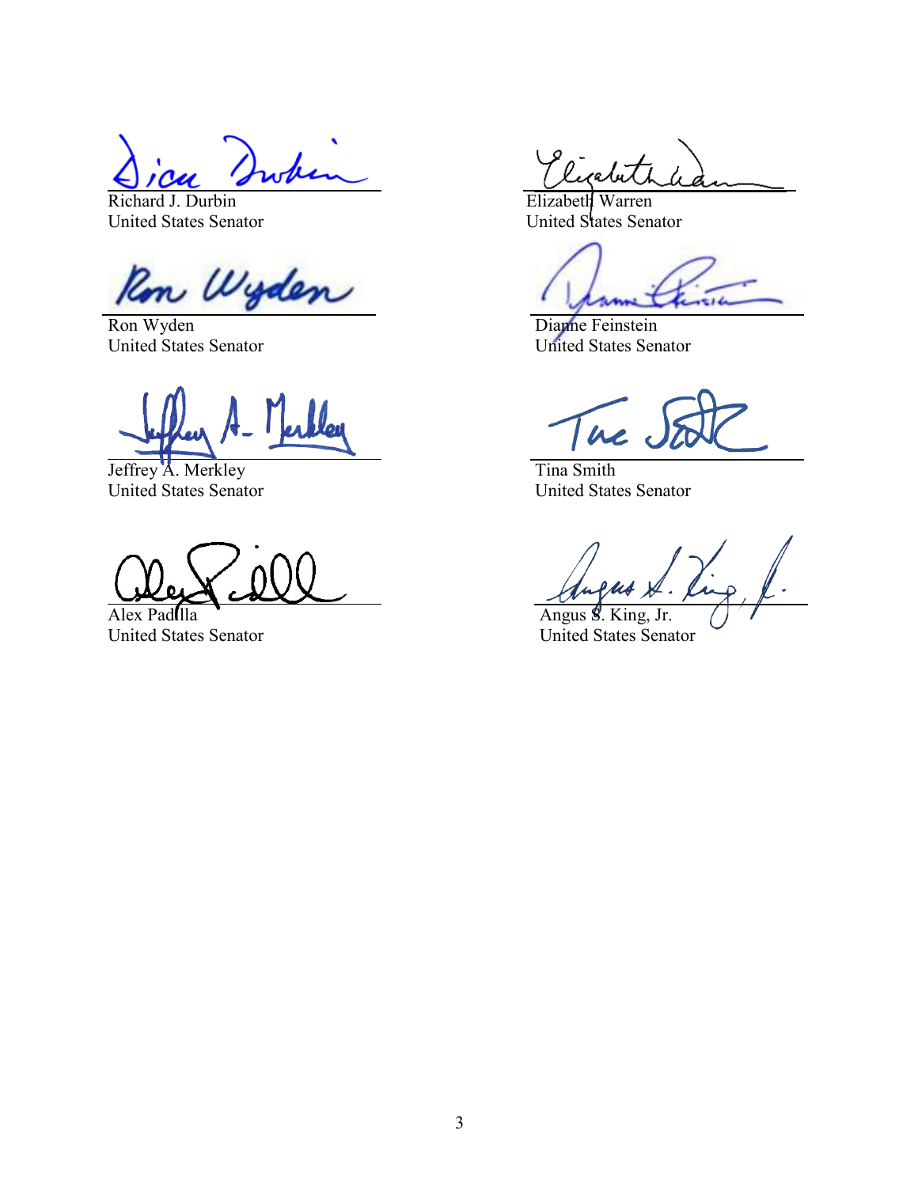Richard J. Durbin
United States Senator

Elizabeth Warren
United States Senator

Ron Wyden
United States Senator

Dianne Feinstein
United States Senator

Jeffrey A. Merkley
United States Senator

Tina Smith
United States Senator

Alex Padilla
United States Senator

Angus S. King, Jr.
United States Senator